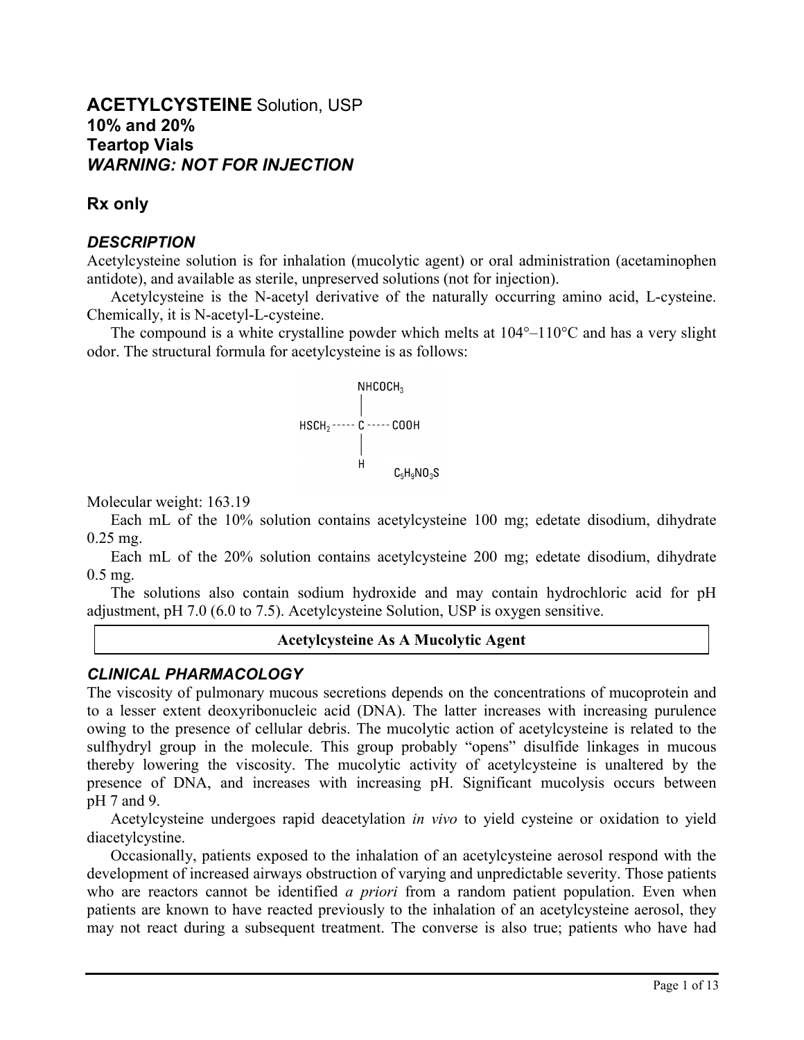# **ACETYLCYSTEINE** Solution, USP

**10% and 20%**

**Teartop Vials**

***WARNING: NOT FOR INJECTION***

## Rx only

### *DESCRIPTION*

Acetylcysteine solution is for inhalation (mucolytic agent) or oral administration (acetaminophen antidote), and available as sterile, unpreserved solutions (not for injection).

Acetylcysteine is the N-acetyl derivative of the naturally occurring amino acid, L-cysteine. Chemically, it is N-acetyl-L-cysteine.

The compound is a white crystalline powder which melts at 104°–110°C and has a very slight odor. The structural formula for acetylcysteine is as follows:

```
              NHCOCH3
                 |
HSCH2 ----- C ----- COOH
                 |
                 H
```

$C_5H_9NO_3S$

Molecular weight: 163.19

Each mL of the 10% solution contains acetylcysteine 100 mg; edetate disodium, dihydrate 0.25 mg.

Each mL of the 20% solution contains acetylcysteine 200 mg; edetate disodium, dihydrate 0.5 mg.

The solutions also contain sodium hydroxide and may contain hydrochloric acid for pH adjustment, pH 7.0 (6.0 to 7.5). Acetylcysteine Solution, USP is oxygen sensitive.

| **Acetylcysteine As A Mucolytic Agent** |
|---|

### *CLINICAL PHARMACOLOGY*

The viscosity of pulmonary mucous secretions depends on the concentrations of mucoprotein and to a lesser extent deoxyribonucleic acid (DNA). The latter increases with increasing purulence owing to the presence of cellular debris. The mucolytic action of acetylcysteine is related to the sulfhydryl group in the molecule. This group probably "opens" disulfide linkages in mucous thereby lowering the viscosity. The mucolytic activity of acetylcysteine is unaltered by the presence of DNA, and increases with increasing pH. Significant mucolysis occurs between pH 7 and 9.

Acetylcysteine undergoes rapid deacetylation *in vivo* to yield cysteine or oxidation to yield diacetylcystine.

Occasionally, patients exposed to the inhalation of an acetylcysteine aerosol respond with the development of increased airways obstruction of varying and unpredictable severity. Those patients who are reactors cannot be identified *a priori* from a random patient population. Even when patients are known to have reacted previously to the inhalation of an acetylcysteine aerosol, they may not react during a subsequent treatment. The converse is also true; patients who have had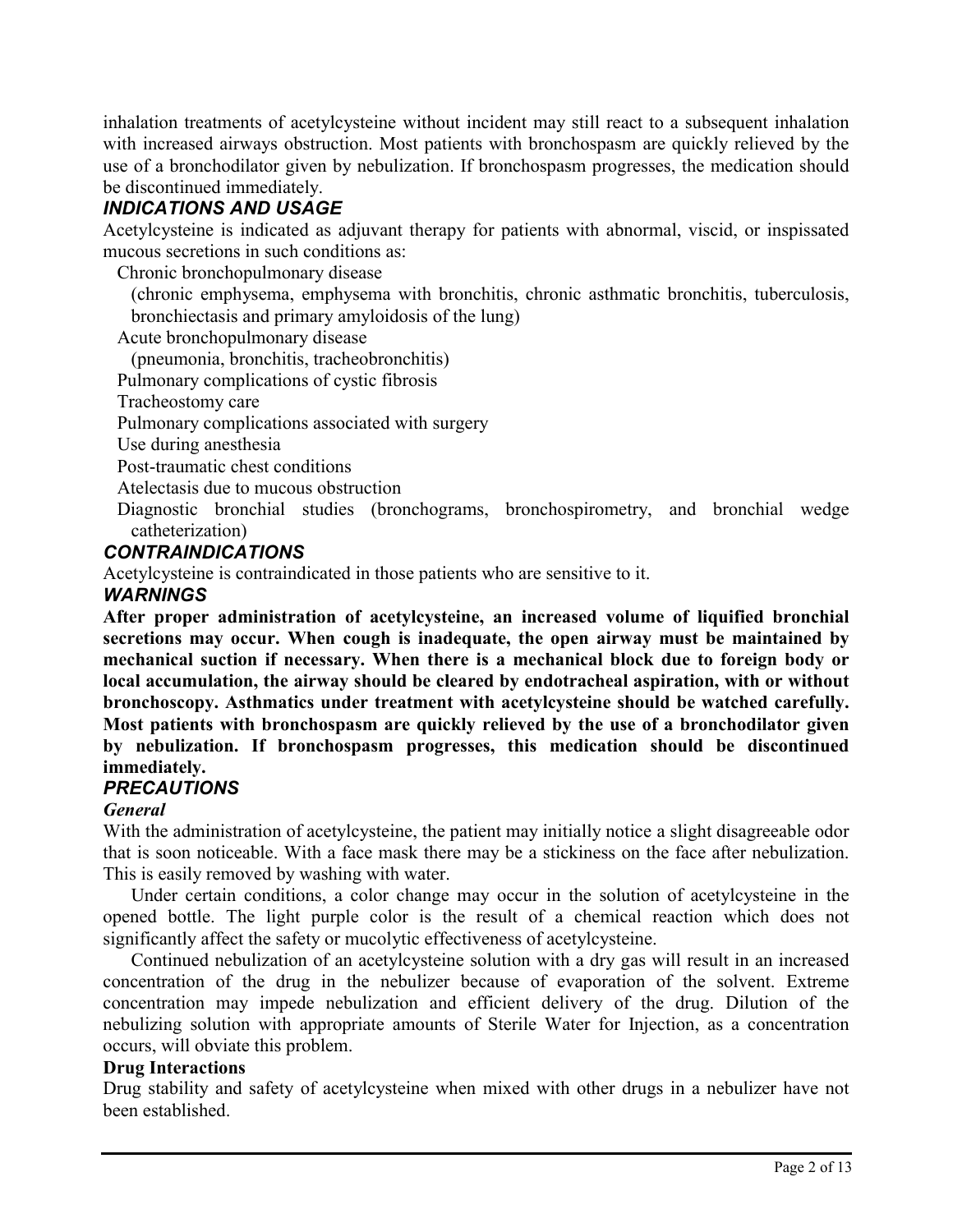inhalation treatments of acetylcysteine without incident may still react to a subsequent inhalation with increased airways obstruction. Most patients with bronchospasm are quickly relieved by the use of a bronchodilator given by nebulization. If bronchospasm progresses, the medication should be discontinued immediately.

## *INDICATIONS AND USAGE*

Acetylcysteine is indicated as adjuvant therapy for patients with abnormal, viscid, or inspissated mucous secretions in such conditions as:

- Chronic bronchopulmonary disease
  - (chronic emphysema, emphysema with bronchitis, chronic asthmatic bronchitis, tuberculosis, bronchiectasis and primary amyloidosis of the lung)
- Acute bronchopulmonary disease
  - (pneumonia, bronchitis, tracheobronchitis)
- Pulmonary complications of cystic fibrosis
- Tracheostomy care
- Pulmonary complications associated with surgery
- Use during anesthesia
- Post-traumatic chest conditions
- Atelectasis due to mucous obstruction
- Diagnostic bronchial studies (bronchograms, bronchospirometry, and bronchial wedge catheterization)

## *CONTRAINDICATIONS*

Acetylcysteine is contraindicated in those patients who are sensitive to it.

## *WARNINGS*

**After proper administration of acetylcysteine, an increased volume of liquified bronchial secretions may occur. When cough is inadequate, the open airway must be maintained by mechanical suction if necessary. When there is a mechanical block due to foreign body or local accumulation, the airway should be cleared by endotracheal aspiration, with or without bronchoscopy. Asthmatics under treatment with acetylcysteine should be watched carefully. Most patients with bronchospasm are quickly relieved by the use of a bronchodilator given by nebulization. If bronchospasm progresses, this medication should be discontinued immediately.**

## *PRECAUTIONS*

### *General*

With the administration of acetylcysteine, the patient may initially notice a slight disagreeable odor that is soon noticeable. With a face mask there may be a stickiness on the face after nebulization. This is easily removed by washing with water.

Under certain conditions, a color change may occur in the solution of acetylcysteine in the opened bottle. The light purple color is the result of a chemical reaction which does not significantly affect the safety or mucolytic effectiveness of acetylcysteine.

Continued nebulization of an acetylcysteine solution with a dry gas will result in an increased concentration of the drug in the nebulizer because of evaporation of the solvent. Extreme concentration may impede nebulization and efficient delivery of the drug. Dilution of the nebulizing solution with appropriate amounts of Sterile Water for Injection, as a concentration occurs, will obviate this problem.

### **Drug Interactions**

Drug stability and safety of acetylcysteine when mixed with other drugs in a nebulizer have not been established.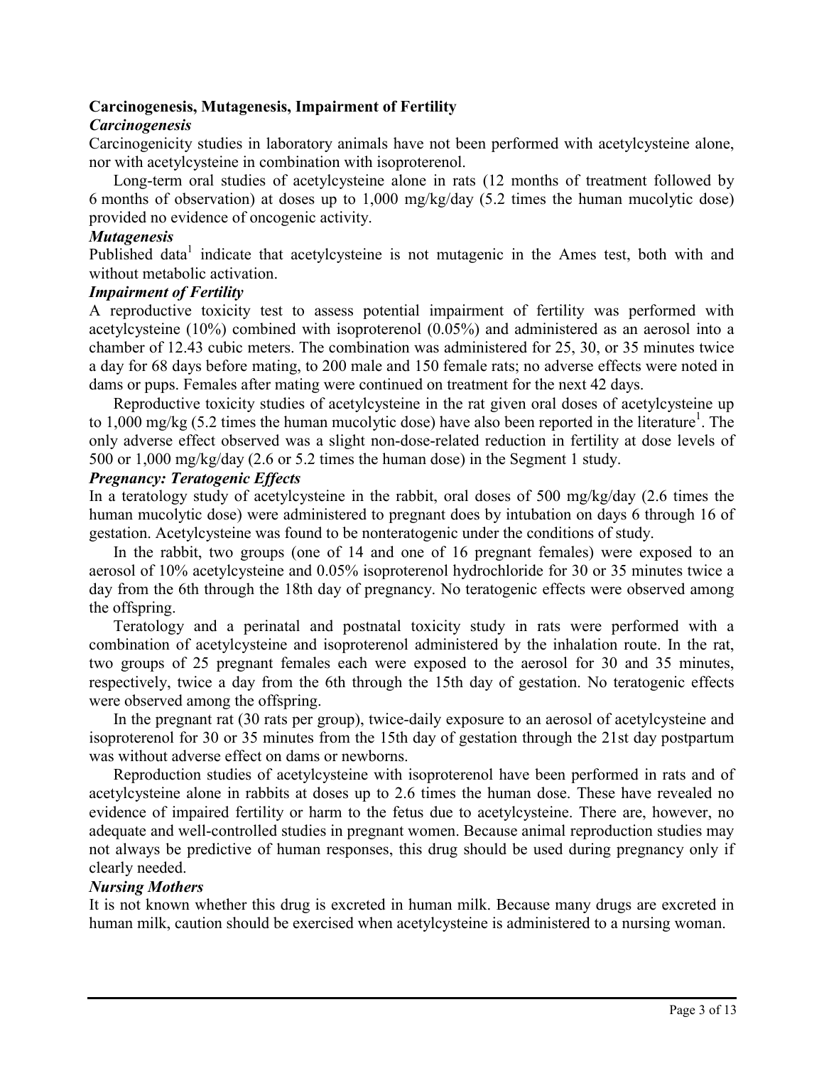## Carcinogenesis, Mutagenesis, Impairment of Fertility

### *Carcinogenesis*

Carcinogenicity studies in laboratory animals have not been performed with acetylcysteine alone, nor with acetylcysteine in combination with isoproterenol.

Long-term oral studies of acetylcysteine alone in rats (12 months of treatment followed by 6 months of observation) at doses up to 1,000 mg/kg/day (5.2 times the human mucolytic dose) provided no evidence of oncogenic activity.

### *Mutagenesis*

Published data[1] indicate that acetylcysteine is not mutagenic in the Ames test, both with and without metabolic activation.

### *Impairment of Fertility*

A reproductive toxicity test to assess potential impairment of fertility was performed with acetylcysteine (10%) combined with isoproterenol (0.05%) and administered as an aerosol into a chamber of 12.43 cubic meters. The combination was administered for 25, 30, or 35 minutes twice a day for 68 days before mating, to 200 male and 150 female rats; no adverse effects were noted in dams or pups. Females after mating were continued on treatment for the next 42 days.

Reproductive toxicity studies of acetylcysteine in the rat given oral doses of acetylcysteine up to 1,000 mg/kg (5.2 times the human mucolytic dose) have also been reported in the literature[1]. The only adverse effect observed was a slight non-dose-related reduction in fertility at dose levels of 500 or 1,000 mg/kg/day (2.6 or 5.2 times the human dose) in the Segment 1 study.

### *Pregnancy: Teratogenic Effects*

In a teratology study of acetylcysteine in the rabbit, oral doses of 500 mg/kg/day (2.6 times the human mucolytic dose) were administered to pregnant does by intubation on days 6 through 16 of gestation. Acetylcysteine was found to be nonteratogenic under the conditions of study.

In the rabbit, two groups (one of 14 and one of 16 pregnant females) were exposed to an aerosol of 10% acetylcysteine and 0.05% isoproterenol hydrochloride for 30 or 35 minutes twice a day from the 6th through the 18th day of pregnancy. No teratogenic effects were observed among the offspring.

Teratology and a perinatal and postnatal toxicity study in rats were performed with a combination of acetylcysteine and isoproterenol administered by the inhalation route. In the rat, two groups of 25 pregnant females each were exposed to the aerosol for 30 and 35 minutes, respectively, twice a day from the 6th through the 15th day of gestation. No teratogenic effects were observed among the offspring.

In the pregnant rat (30 rats per group), twice-daily exposure to an aerosol of acetylcysteine and isoproterenol for 30 or 35 minutes from the 15th day of gestation through the 21st day postpartum was without adverse effect on dams or newborns.

Reproduction studies of acetylcysteine with isoproterenol have been performed in rats and of acetylcysteine alone in rabbits at doses up to 2.6 times the human dose. These have revealed no evidence of impaired fertility or harm to the fetus due to acetylcysteine. There are, however, no adequate and well-controlled studies in pregnant women. Because animal reproduction studies may not always be predictive of human responses, this drug should be used during pregnancy only if clearly needed.

### *Nursing Mothers*

It is not known whether this drug is excreted in human milk. Because many drugs are excreted in human milk, caution should be exercised when acetylcysteine is administered to a nursing woman.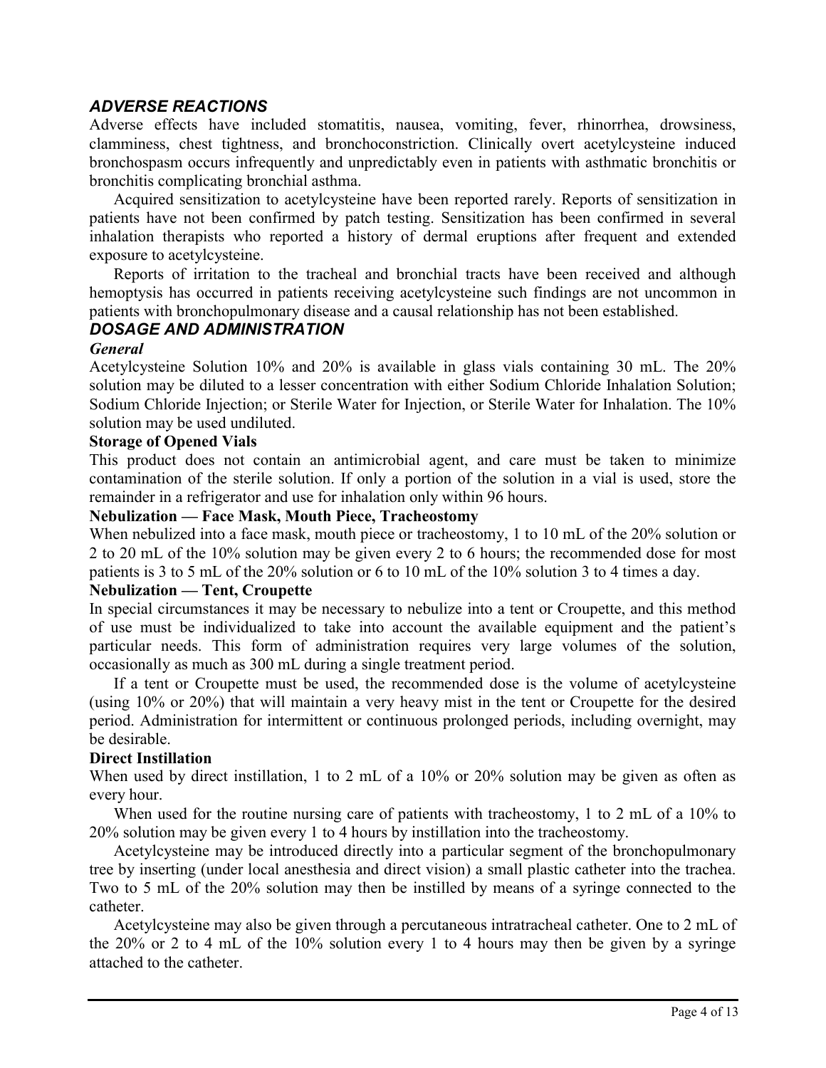## *ADVERSE REACTIONS*

Adverse effects have included stomatitis, nausea, vomiting, fever, rhinorrhea, drowsiness, clamminess, chest tightness, and bronchoconstriction. Clinically overt acetylcysteine induced bronchospasm occurs infrequently and unpredictably even in patients with asthmatic bronchitis or bronchitis complicating bronchial asthma.

Acquired sensitization to acetylcysteine have been reported rarely. Reports of sensitization in patients have not been confirmed by patch testing. Sensitization has been confirmed in several inhalation therapists who reported a history of dermal eruptions after frequent and extended exposure to acetylcysteine.

Reports of irritation to the tracheal and bronchial tracts have been received and although hemoptysis has occurred in patients receiving acetylcysteine such findings are not uncommon in patients with bronchopulmonary disease and a causal relationship has not been established.

## *DOSAGE AND ADMINISTRATION*

### *General*

Acetylcysteine Solution 10% and 20% is available in glass vials containing 30 mL. The 20% solution may be diluted to a lesser concentration with either Sodium Chloride Inhalation Solution; Sodium Chloride Injection; or Sterile Water for Injection, or Sterile Water for Inhalation. The 10% solution may be used undiluted.

### **Storage of Opened Vials**

This product does not contain an antimicrobial agent, and care must be taken to minimize contamination of the sterile solution. If only a portion of the solution in a vial is used, store the remainder in a refrigerator and use for inhalation only within 96 hours.

### **Nebulization — Face Mask, Mouth Piece, Tracheostomy**

When nebulized into a face mask, mouth piece or tracheostomy, 1 to 10 mL of the 20% solution or 2 to 20 mL of the 10% solution may be given every 2 to 6 hours; the recommended dose for most patients is 3 to 5 mL of the 20% solution or 6 to 10 mL of the 10% solution 3 to 4 times a day.

### **Nebulization — Tent, Croupette**

In special circumstances it may be necessary to nebulize into a tent or Croupette, and this method of use must be individualized to take into account the available equipment and the patient's particular needs. This form of administration requires very large volumes of the solution, occasionally as much as 300 mL during a single treatment period.

If a tent or Croupette must be used, the recommended dose is the volume of acetylcysteine (using 10% or 20%) that will maintain a very heavy mist in the tent or Croupette for the desired period. Administration for intermittent or continuous prolonged periods, including overnight, may be desirable.

### **Direct Instillation**

When used by direct instillation, 1 to 2 mL of a 10% or 20% solution may be given as often as every hour.

When used for the routine nursing care of patients with tracheostomy, 1 to 2 mL of a 10% to 20% solution may be given every 1 to 4 hours by instillation into the tracheostomy.

Acetylcysteine may be introduced directly into a particular segment of the bronchopulmonary tree by inserting (under local anesthesia and direct vision) a small plastic catheter into the trachea. Two to 5 mL of the 20% solution may then be instilled by means of a syringe connected to the catheter.

Acetylcysteine may also be given through a percutaneous intratracheal catheter. One to 2 mL of the 20% or 2 to 4 mL of the 10% solution every 1 to 4 hours may then be given by a syringe attached to the catheter.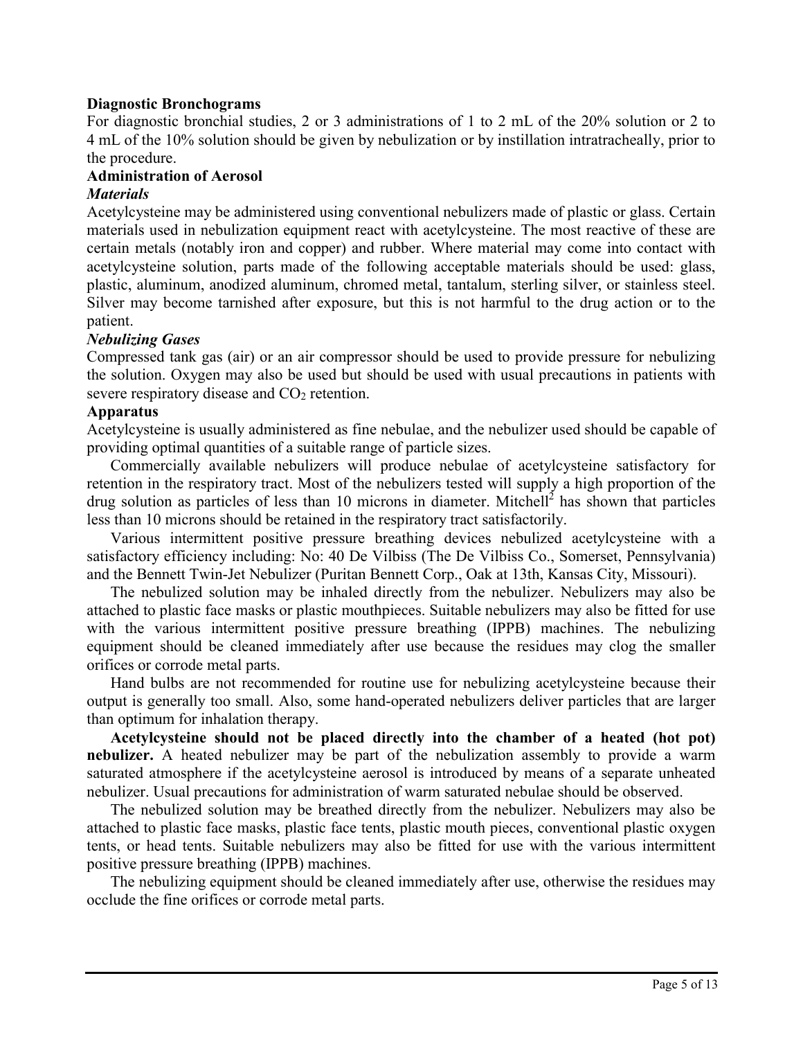**Diagnostic Bronchograms**

For diagnostic bronchial studies, 2 or 3 administrations of 1 to 2 mL of the 20% solution or 2 to 4 mL of the 10% solution should be given by nebulization or by instillation intratracheally, prior to the procedure.

**Administration of Aerosol**

***Materials***

Acetylcysteine may be administered using conventional nebulizers made of plastic or glass. Certain materials used in nebulization equipment react with acetylcysteine. The most reactive of these are certain metals (notably iron and copper) and rubber. Where material may come into contact with acetylcysteine solution, parts made of the following acceptable materials should be used: glass, plastic, aluminum, anodized aluminum, chromed metal, tantalum, sterling silver, or stainless steel. Silver may become tarnished after exposure, but this is not harmful to the drug action or to the patient.

***Nebulizing Gases***

Compressed tank gas (air) or an air compressor should be used to provide pressure for nebulizing the solution. Oxygen may also be used but should be used with usual precautions in patients with severe respiratory disease and $CO_2$ retention.

**Apparatus**

Acetylcysteine is usually administered as fine nebulae, and the nebulizer used should be capable of providing optimal quantities of a suitable range of particle sizes.

Commercially available nebulizers will produce nebulae of acetylcysteine satisfactory for retention in the respiratory tract. Most of the nebulizers tested will supply a high proportion of the drug solution as particles of less than 10 microns in diameter. Mitchell[2] has shown that particles less than 10 microns should be retained in the respiratory tract satisfactorily.

Various intermittent positive pressure breathing devices nebulized acetylcysteine with a satisfactory efficiency including: No: 40 De Vilbiss (The De Vilbiss Co., Somerset, Pennsylvania) and the Bennett Twin-Jet Nebulizer (Puritan Bennett Corp., Oak at 13th, Kansas City, Missouri).

The nebulized solution may be inhaled directly from the nebulizer. Nebulizers may also be attached to plastic face masks or plastic mouthpieces. Suitable nebulizers may also be fitted for use with the various intermittent positive pressure breathing (IPPB) machines. The nebulizing equipment should be cleaned immediately after use because the residues may clog the smaller orifices or corrode metal parts.

Hand bulbs are not recommended for routine use for nebulizing acetylcysteine because their output is generally too small. Also, some hand-operated nebulizers deliver particles that are larger than optimum for inhalation therapy.

**Acetylcysteine should not be placed directly into the chamber of a heated (hot pot) nebulizer.** A heated nebulizer may be part of the nebulization assembly to provide a warm saturated atmosphere if the acetylcysteine aerosol is introduced by means of a separate unheated nebulizer. Usual precautions for administration of warm saturated nebulae should be observed.

The nebulized solution may be breathed directly from the nebulizer. Nebulizers may also be attached to plastic face masks, plastic face tents, plastic mouth pieces, conventional plastic oxygen tents, or head tents. Suitable nebulizers may also be fitted for use with the various intermittent positive pressure breathing (IPPB) machines.

The nebulizing equipment should be cleaned immediately after use, otherwise the residues may occlude the fine orifices or corrode metal parts.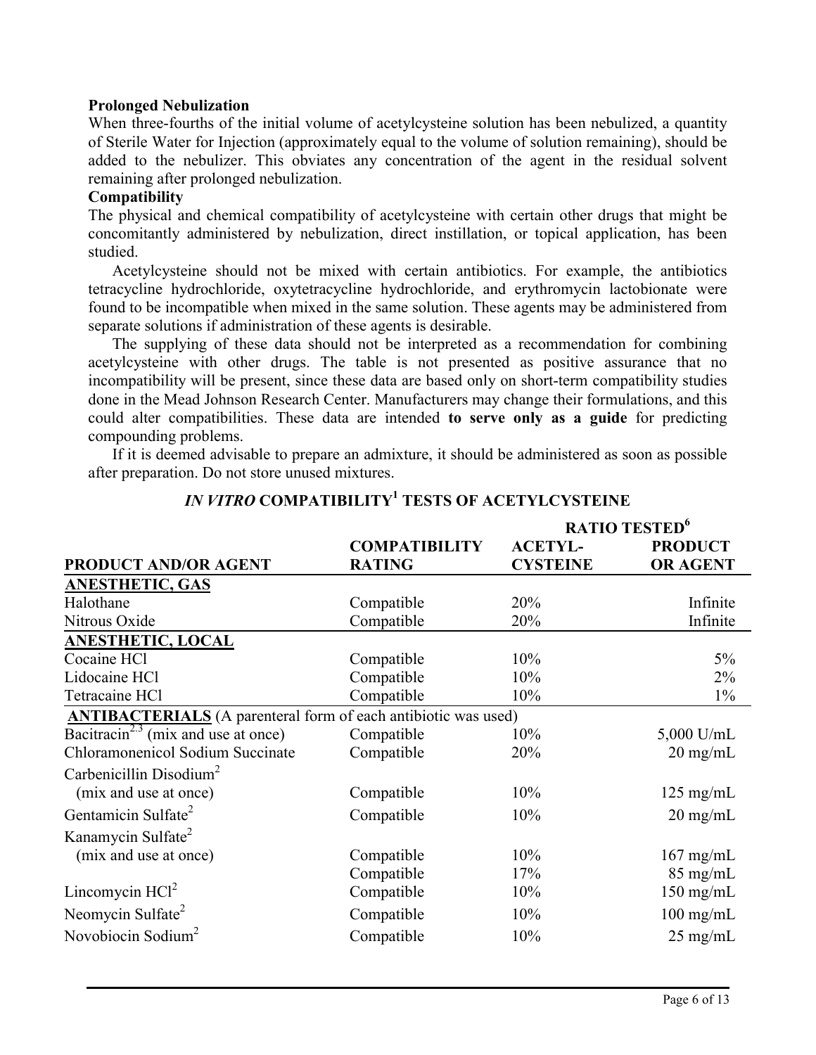**Prolonged Nebulization**

When three-fourths of the initial volume of acetylcysteine solution has been nebulized, a quantity of Sterile Water for Injection (approximately equal to the volume of solution remaining), should be added to the nebulizer. This obviates any concentration of the agent in the residual solvent remaining after prolonged nebulization.

**Compatibility**

The physical and chemical compatibility of acetylcysteine with certain other drugs that might be concomitantly administered by nebulization, direct instillation, or topical application, has been studied.

Acetylcysteine should not be mixed with certain antibiotics. For example, the antibiotics tetracycline hydrochloride, oxytetracycline hydrochloride, and erythromycin lactobionate were found to be incompatible when mixed in the same solution. These agents may be administered from separate solutions if administration of these agents is desirable.

The supplying of these data should not be interpreted as a recommendation for combining acetylcysteine with other drugs. The table is not presented as positive assurance that no incompatibility will be present, since these data are based only on short-term compatibility studies done in the Mead Johnson Research Center. Manufacturers may change their formulations, and this could alter compatibilities. These data are intended **to serve only as a guide** for predicting compounding problems.

If it is deemed advisable to prepare an admixture, it should be administered as soon as possible after preparation. Do not store unused mixtures.

## *IN VITRO* COMPATIBILITY[1] TESTS OF ACETYLCYSTEINE

| | | RATIO TESTED[6] | |
|---|---|---|---|
| **PRODUCT AND/OR AGENT** | **COMPATIBILITY RATING** | **ACETYL-CYSTEINE** | **PRODUCT OR AGENT** |
| **ANESTHETIC, GAS** | | | |
| Halothane | Compatible | 20% | Infinite |
| Nitrous Oxide | Compatible | 20% | Infinite |
| **ANESTHETIC, LOCAL** | | | |
| Cocaine HCl | Compatible | 10% | 5% |
| Lidocaine HCl | Compatible | 10% | 2% |
| Tetracaine HCl | Compatible | 10% | 1% |
| **ANTIBACTERIALS** (A parenteral form of each antibiotic was used) | | | |
| Bacitracin[2,3] (mix and use at once) | Compatible | 10% | 5,000 U/mL |
| Chloramonenicol Sodium Succinate | Compatible | 20% | 20 mg/mL |
| Carbenicillin Disodium[2] (mix and use at once) | Compatible | 10% | 125 mg/mL |
| Gentamicin Sulfate[2] | Compatible | 10% | 20 mg/mL |
| Kanamycin Sulfate[2] (mix and use at once) | Compatible | 10% | 167 mg/mL |
| | Compatible | 17% | 85 mg/mL |
| Lincomycin HCl[2] | Compatible | 10% | 150 mg/mL |
| Neomycin Sulfate[2] | Compatible | 10% | 100 mg/mL |
| Novobiocin Sodium[2] | Compatible | 10% | 25 mg/mL |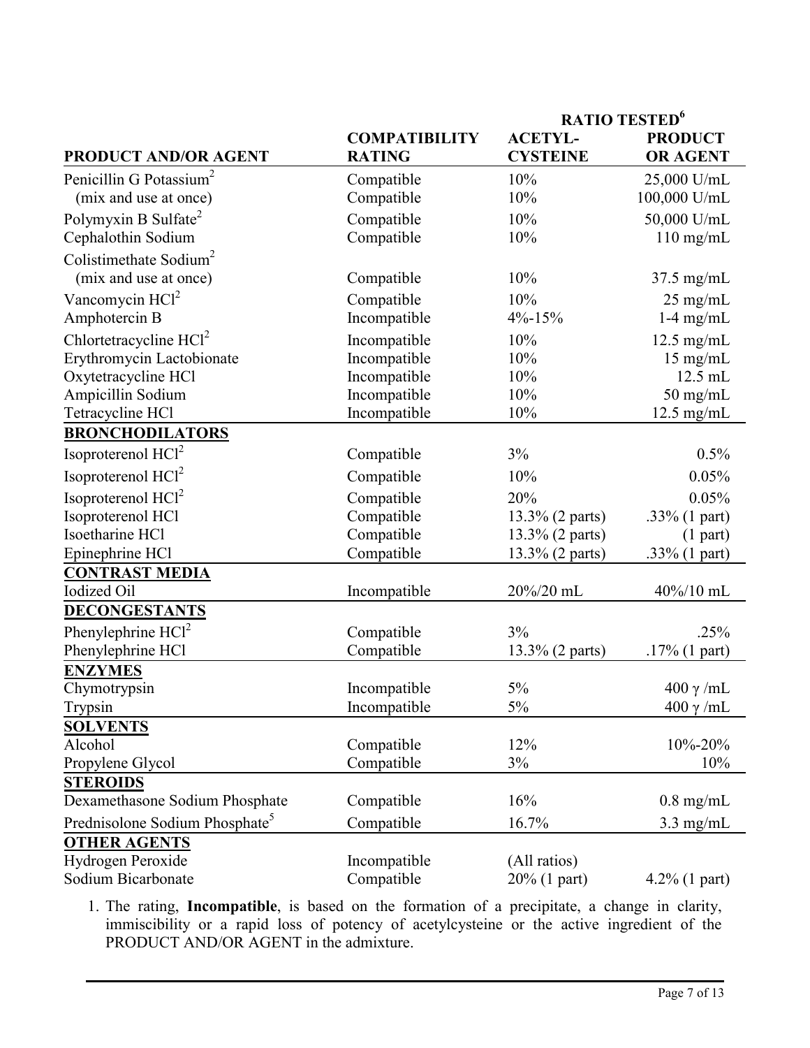| PRODUCT AND/OR AGENT | COMPATIBILITY RATING | RATIO TESTED[6] ACETYL-CYSTEINE | PRODUCT OR AGENT |
|---|---|---|---|
| Penicillin G Potassium[2] | Compatible | 10% | 25,000 U/mL |
| (mix and use at once) | Compatible | 10% | 100,000 U/mL |
| Polymyxin B Sulfate[2] | Compatible | 10% | 50,000 U/mL |
| Cephalothin Sodium | Compatible | 10% | 110 mg/mL |
| Colistimethate Sodium[2] (mix and use at once) | Compatible | 10% | 37.5 mg/mL |
| Vancomycin HCl[2] | Compatible | 10% | 25 mg/mL |
| Amphotercin B | Incompatible | 4%-15% | 1-4 mg/mL |
| Chlortetracycline HCl[2] | Incompatible | 10% | 12.5 mg/mL |
| Erythromycin Lactobionate | Incompatible | 10% | 15 mg/mL |
| Oxytetracycline HCl | Incompatible | 10% | 12.5 mL |
| Ampicillin Sodium | Incompatible | 10% | 50 mg/mL |
| Tetracycline HCl | Incompatible | 10% | 12.5 mg/mL |
| **BRONCHODILATORS** | | | |
| Isoproterenol HCl[2] | Compatible | 3% | 0.5% |
| Isoproterenol HCl[2] | Compatible | 10% | 0.05% |
| Isoproterenol HCl[2] | Compatible | 20% | 0.05% |
| Isoproterenol HCl | Compatible | 13.3% (2 parts) | .33% (1 part) |
| Isoetharine HCl | Compatible | 13.3% (2 parts) | (1 part) |
| Epinephrine HCl | Compatible | 13.3% (2 parts) | .33% (1 part) |
| **CONTRAST MEDIA** | | | |
| Iodized Oil | Incompatible | 20%/20 mL | 40%/10 mL |
| **DECONGESTANTS** | | | |
| Phenylephrine HCl[2] | Compatible | 3% | .25% |
| Phenylephrine HCl | Compatible | 13.3% (2 parts) | .17% (1 part) |
| **ENZYMES** | | | |
| Chymotrypsin | Incompatible | 5% | 400 γ /mL |
| Trypsin | Incompatible | 5% | 400 γ /mL |
| **SOLVENTS** | | | |
| Alcohol | Compatible | 12% | 10%-20% |
| Propylene Glycol | Compatible | 3% | 10% |
| **STEROIDS** | | | |
| Dexamethasone Sodium Phosphate | Compatible | 16% | 0.8 mg/mL |
| Prednisolone Sodium Phosphate[5] | Compatible | 16.7% | 3.3 mg/mL |
| **OTHER AGENTS** | | | |
| Hydrogen Peroxide | Incompatible | (All ratios) | |
| Sodium Bicarbonate | Compatible | 20% (1 part) | 4.2% (1 part) |

1. The rating, **Incompatible**, is based on the formation of a precipitate, a change in clarity, immiscibility or a rapid loss of potency of acetylcysteine or the active ingredient of the PRODUCT AND/OR AGENT in the admixture.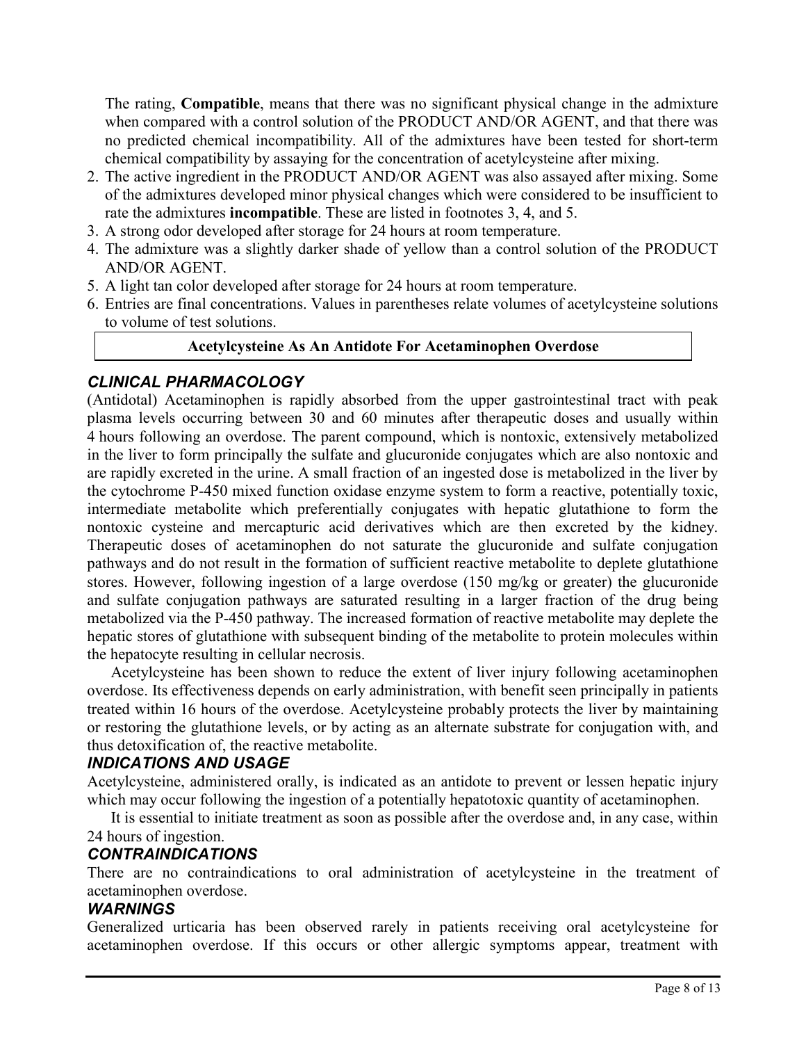The rating, **Compatible**, means that there was no significant physical change in the admixture when compared with a control solution of the PRODUCT AND/OR AGENT, and that there was no predicted chemical incompatibility. All of the admixtures have been tested for short-term chemical compatibility by assaying for the concentration of acetylcysteine after mixing.

2. The active ingredient in the PRODUCT AND/OR AGENT was also assayed after mixing. Some of the admixtures developed minor physical changes which were considered to be insufficient to rate the admixtures **incompatible**. These are listed in footnotes 3, 4, and 5.
3. A strong odor developed after storage for 24 hours at room temperature.
4. The admixture was a slightly darker shade of yellow than a control solution of the PRODUCT AND/OR AGENT.
5. A light tan color developed after storage for 24 hours at room temperature.
6. Entries are final concentrations. Values in parentheses relate volumes of acetylcysteine solutions to volume of test solutions.

## Acetylcysteine As An Antidote For Acetaminophen Overdose

### *CLINICAL PHARMACOLOGY*

(Antidotal) Acetaminophen is rapidly absorbed from the upper gastrointestinal tract with peak plasma levels occurring between 30 and 60 minutes after therapeutic doses and usually within 4 hours following an overdose. The parent compound, which is nontoxic, extensively metabolized in the liver to form principally the sulfate and glucuronide conjugates which are also nontoxic and are rapidly excreted in the urine. A small fraction of an ingested dose is metabolized in the liver by the cytochrome P-450 mixed function oxidase enzyme system to form a reactive, potentially toxic, intermediate metabolite which preferentially conjugates with hepatic glutathione to form the nontoxic cysteine and mercapturic acid derivatives which are then excreted by the kidney. Therapeutic doses of acetaminophen do not saturate the glucuronide and sulfate conjugation pathways and do not result in the formation of sufficient reactive metabolite to deplete glutathione stores. However, following ingestion of a large overdose (150 mg/kg or greater) the glucuronide and sulfate conjugation pathways are saturated resulting in a larger fraction of the drug being metabolized via the P-450 pathway. The increased formation of reactive metabolite may deplete the hepatic stores of glutathione with subsequent binding of the metabolite to protein molecules within the hepatocyte resulting in cellular necrosis.

Acetylcysteine has been shown to reduce the extent of liver injury following acetaminophen overdose. Its effectiveness depends on early administration, with benefit seen principally in patients treated within 16 hours of the overdose. Acetylcysteine probably protects the liver by maintaining or restoring the glutathione levels, or by acting as an alternate substrate for conjugation with, and thus detoxification of, the reactive metabolite.

### *INDICATIONS AND USAGE*

Acetylcysteine, administered orally, is indicated as an antidote to prevent or lessen hepatic injury which may occur following the ingestion of a potentially hepatotoxic quantity of acetaminophen.

It is essential to initiate treatment as soon as possible after the overdose and, in any case, within 24 hours of ingestion.

### *CONTRAINDICATIONS*

There are no contraindications to oral administration of acetylcysteine in the treatment of acetaminophen overdose.

### *WARNINGS*

Generalized urticaria has been observed rarely in patients receiving oral acetylcysteine for acetaminophen overdose. If this occurs or other allergic symptoms appear, treatment with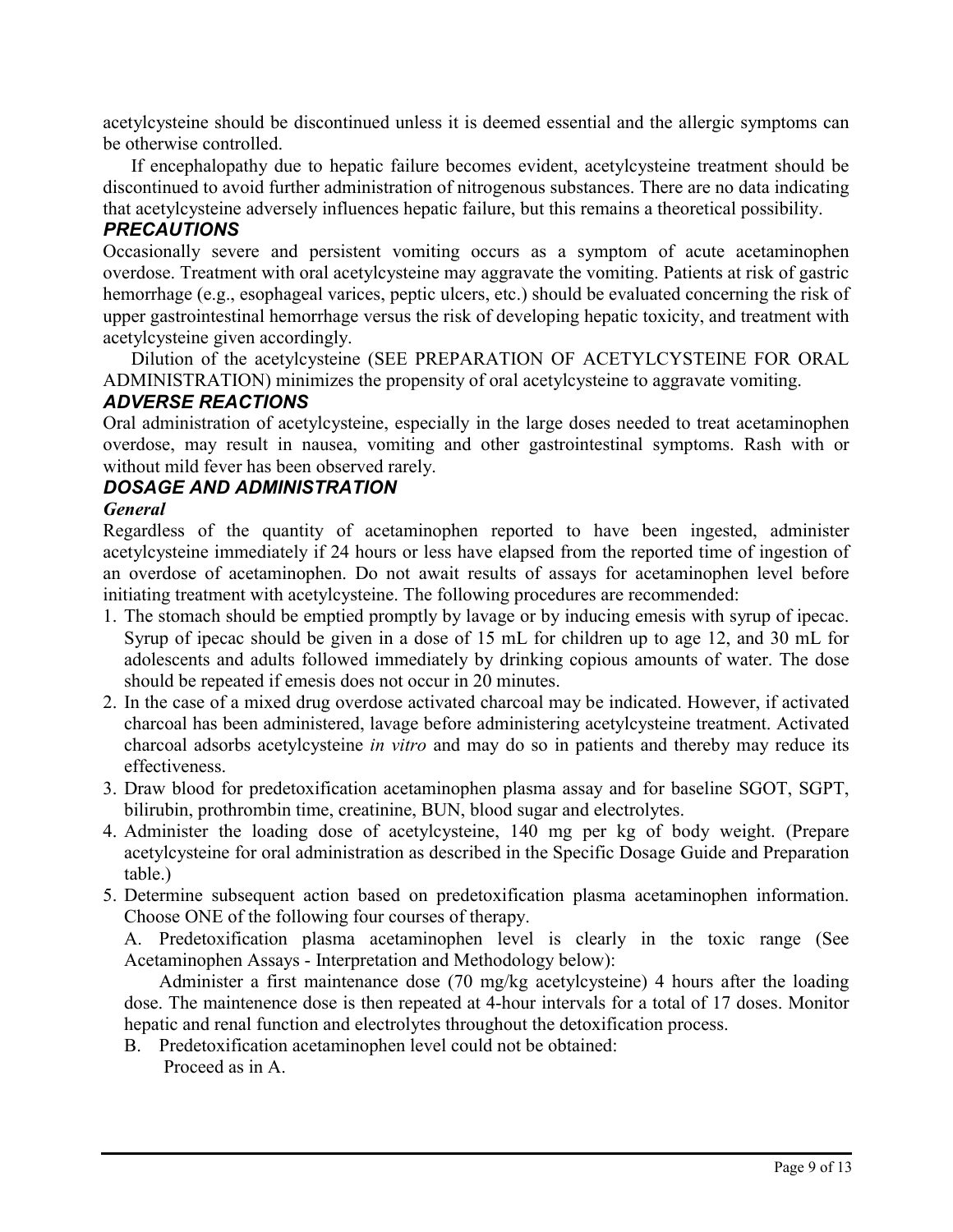acetylcysteine should be discontinued unless it is deemed essential and the allergic symptoms can be otherwise controlled.

If encephalopathy due to hepatic failure becomes evident, acetylcysteine treatment should be discontinued to avoid further administration of nitrogenous substances. There are no data indicating that acetylcysteine adversely influences hepatic failure, but this remains a theoretical possibility.

## *PRECAUTIONS*

Occasionally severe and persistent vomiting occurs as a symptom of acute acetaminophen overdose. Treatment with oral acetylcysteine may aggravate the vomiting. Patients at risk of gastric hemorrhage (e.g., esophageal varices, peptic ulcers, etc.) should be evaluated concerning the risk of upper gastrointestinal hemorrhage versus the risk of developing hepatic toxicity, and treatment with acetylcysteine given accordingly.

Dilution of the acetylcysteine (SEE PREPARATION OF ACETYLCYSTEINE FOR ORAL ADMINISTRATION) minimizes the propensity of oral acetylcysteine to aggravate vomiting.

## *ADVERSE REACTIONS*

Oral administration of acetylcysteine, especially in the large doses needed to treat acetaminophen overdose, may result in nausea, vomiting and other gastrointestinal symptoms. Rash with or without mild fever has been observed rarely.

## *DOSAGE AND ADMINISTRATION*

### *General*

Regardless of the quantity of acetaminophen reported to have been ingested, administer acetylcysteine immediately if 24 hours or less have elapsed from the reported time of ingestion of an overdose of acetaminophen. Do not await results of assays for acetaminophen level before initiating treatment with acetylcysteine. The following procedures are recommended:

1. The stomach should be emptied promptly by lavage or by inducing emesis with syrup of ipecac. Syrup of ipecac should be given in a dose of 15 mL for children up to age 12, and 30 mL for adolescents and adults followed immediately by drinking copious amounts of water. The dose should be repeated if emesis does not occur in 20 minutes.
2. In the case of a mixed drug overdose activated charcoal may be indicated. However, if activated charcoal has been administered, lavage before administering acetylcysteine treatment. Activated charcoal adsorbs acetylcysteine *in vitro* and may do so in patients and thereby may reduce its effectiveness.
3. Draw blood for predetoxification acetaminophen plasma assay and for baseline SGOT, SGPT, bilirubin, prothrombin time, creatinine, BUN, blood sugar and electrolytes.
4. Administer the loading dose of acetylcysteine, 140 mg per kg of body weight. (Prepare acetylcysteine for oral administration as described in the Specific Dosage Guide and Preparation table.)
5. Determine subsequent action based on predetoxification plasma acetaminophen information. Choose ONE of the following four courses of therapy.

   A. Predetoxification plasma acetaminophen level is clearly in the toxic range (See Acetaminophen Assays - Interpretation and Methodology below):

   Administer a first maintenance dose (70 mg/kg acetylcysteine) 4 hours after the loading dose. The maintenence dose is then repeated at 4-hour intervals for a total of 17 doses. Monitor hepatic and renal function and electrolytes throughout the detoxification process.

   B. Predetoxification acetaminophen level could not be obtained:
   Proceed as in A.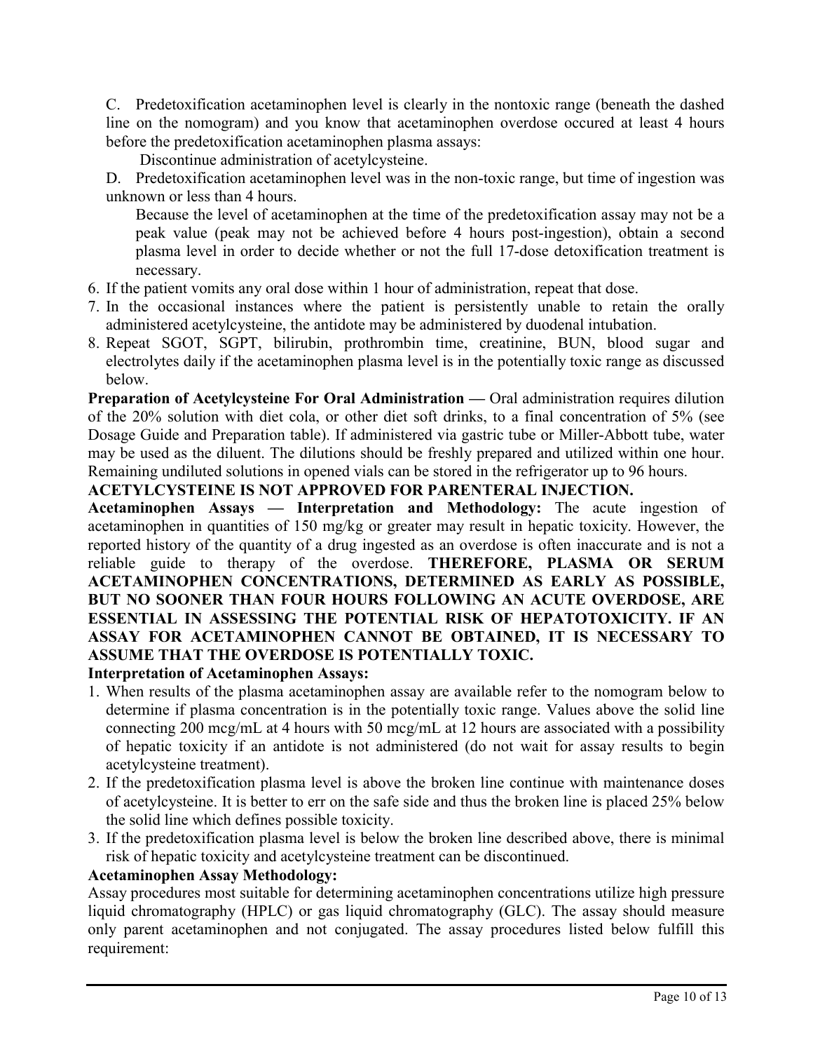C. Predetoxification acetaminophen level is clearly in the nontoxic range (beneath the dashed line on the nomogram) and you know that acetaminophen overdose occured at least 4 hours before the predetoxification acetaminophen plasma assays:

Discontinue administration of acetylcysteine.

D. Predetoxification acetaminophen level was in the non-toxic range, but time of ingestion was unknown or less than 4 hours.

Because the level of acetaminophen at the time of the predetoxification assay may not be a peak value (peak may not be achieved before 4 hours post-ingestion), obtain a second plasma level in order to decide whether or not the full 17-dose detoxification treatment is necessary.

6. If the patient vomits any oral dose within 1 hour of administration, repeat that dose.
7. In the occasional instances where the patient is persistently unable to retain the orally administered acetylcysteine, the antidote may be administered by duodenal intubation.
8. Repeat SGOT, SGPT, bilirubin, prothrombin time, creatinine, BUN, blood sugar and electrolytes daily if the acetaminophen plasma level is in the potentially toxic range as discussed below.

**Preparation of Acetylcysteine For Oral Administration —** Oral administration requires dilution of the 20% solution with diet cola, or other diet soft drinks, to a final concentration of 5% (see Dosage Guide and Preparation table). If administered via gastric tube or Miller-Abbott tube, water may be used as the diluent. The dilutions should be freshly prepared and utilized within one hour. Remaining undiluted solutions in opened vials can be stored in the refrigerator up to 96 hours.

**ACETYLCYSTEINE IS NOT APPROVED FOR PARENTERAL INJECTION.**

**Acetaminophen Assays — Interpretation and Methodology:** The acute ingestion of acetaminophen in quantities of 150 mg/kg or greater may result in hepatic toxicity. However, the reported history of the quantity of a drug ingested as an overdose is often inaccurate and is not a reliable guide to therapy of the overdose. **THEREFORE, PLASMA OR SERUM ACETAMINOPHEN CONCENTRATIONS, DETERMINED AS EARLY AS POSSIBLE, BUT NO SOONER THAN FOUR HOURS FOLLOWING AN ACUTE OVERDOSE, ARE ESSENTIAL IN ASSESSING THE POTENTIAL RISK OF HEPATOTOXICITY. IF AN ASSAY FOR ACETAMINOPHEN CANNOT BE OBTAINED, IT IS NECESSARY TO ASSUME THAT THE OVERDOSE IS POTENTIALLY TOXIC.**

**Interpretation of Acetaminophen Assays:**

1. When results of the plasma acetaminophen assay are available refer to the nomogram below to determine if plasma concentration is in the potentially toxic range. Values above the solid line connecting 200 mcg/mL at 4 hours with 50 mcg/mL at 12 hours are associated with a possibility of hepatic toxicity if an antidote is not administered (do not wait for assay results to begin acetylcysteine treatment).
2. If the predetoxification plasma level is above the broken line continue with maintenance doses of acetylcysteine. It is better to err on the safe side and thus the broken line is placed 25% below the solid line which defines possible toxicity.
3. If the predetoxification plasma level is below the broken line described above, there is minimal risk of hepatic toxicity and acetylcysteine treatment can be discontinued.

**Acetaminophen Assay Methodology:**

Assay procedures most suitable for determining acetaminophen concentrations utilize high pressure liquid chromatography (HPLC) or gas liquid chromatography (GLC). The assay should measure only parent acetaminophen and not conjugated. The assay procedures listed below fulfill this requirement: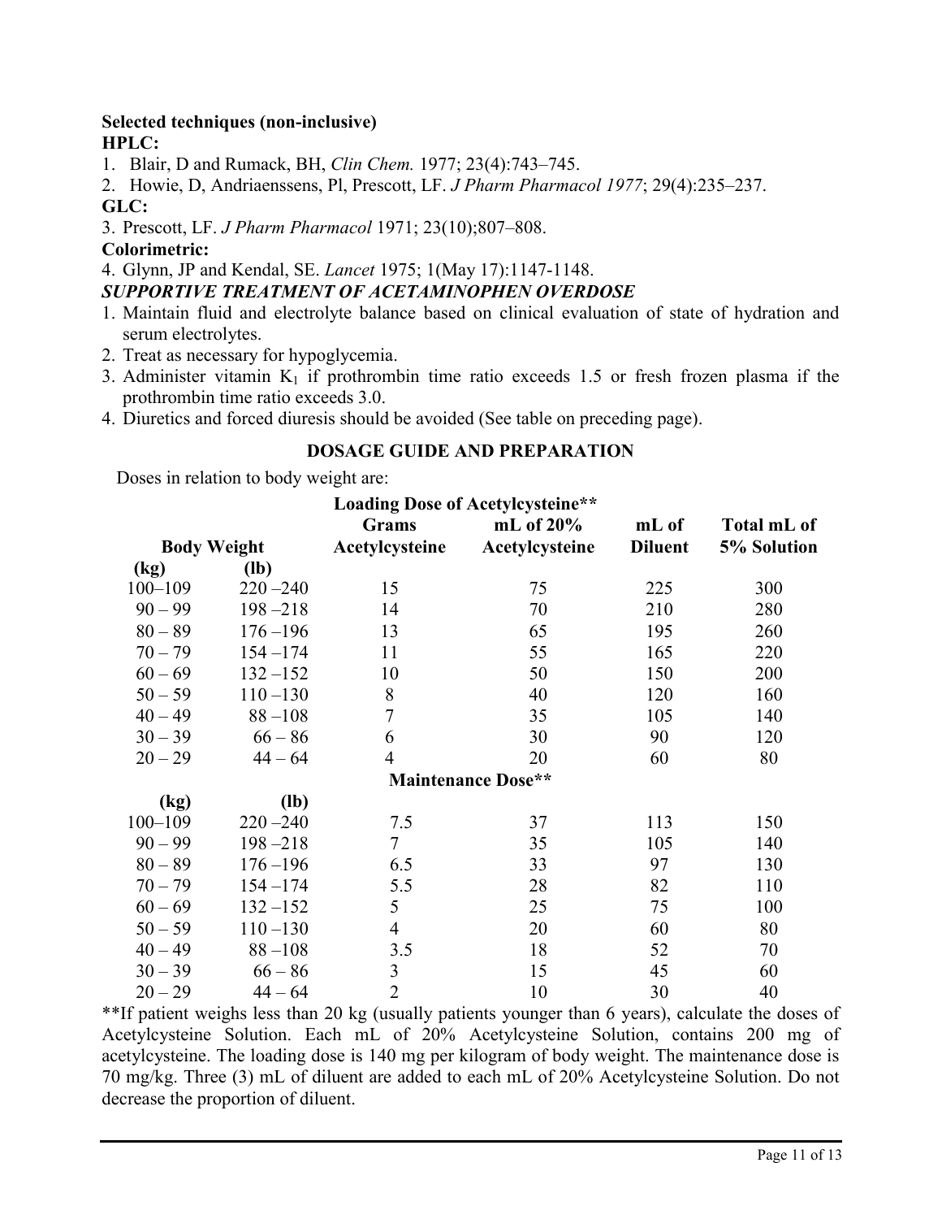**Selected techniques (non-inclusive)**

**HPLC:**

1. Blair, D and Rumack, BH, *Clin Chem.* 1977; 23(4):743–745.
2. Howie, D, Andriaenssens, Pl, Prescott, LF. *J Pharm Pharmacol 1977*; 29(4):235–237.

**GLC:**

3. Prescott, LF. *J Pharm Pharmacol* 1971; 23(10);807–808.

**Colorimetric:**

4. Glynn, JP and Kendal, SE. *Lancet* 1975; 1(May 17):1147-1148.

***SUPPORTIVE TREATMENT OF ACETAMINOPHEN OVERDOSE***

1. Maintain fluid and electrolyte balance based on clinical evaluation of state of hydration and serum electrolytes.
2. Treat as necessary for hypoglycemia.
3. Administer vitamin $K_1$ if prothrombin time ratio exceeds 1.5 or fresh frozen plasma if the prothrombin time ratio exceeds 3.0.
4. Diuretics and forced diuresis should be avoided (See table on preceding page).

**DOSAGE GUIDE AND PREPARATION**

Doses in relation to body weight are:

| Body Weight | | Grams Acetylcysteine | mL of 20% Acetylcysteine | mL of Diluent | Total mL of 5% Solution |
|---|---|---|---|---|---|
| | | **Loading Dose of Acetylcysteine**** | | | |
| **(kg)** | **(lb)** | | | | |
| 100–109 | 220 –240 | 15 | 75 | 225 | 300 |
| 90 – 99 | 198 –218 | 14 | 70 | 210 | 280 |
| 80 – 89 | 176 –196 | 13 | 65 | 195 | 260 |
| 70 – 79 | 154 –174 | 11 | 55 | 165 | 220 |
| 60 – 69 | 132 –152 | 10 | 50 | 150 | 200 |
| 50 – 59 | 110 –130 | 8 | 40 | 120 | 160 |
| 40 – 49 | 88 –108 | 7 | 35 | 105 | 140 |
| 30 – 39 | 66 – 86 | 6 | 30 | 90 | 120 |
| 20 – 29 | 44 – 64 | 4 | 20 | 60 | 80 |
| | | **Maintenance Dose**** | | | |
| **(kg)** | **(lb)** | | | | |
| 100–109 | 220 –240 | 7.5 | 37 | 113 | 150 |
| 90 – 99 | 198 –218 | 7 | 35 | 105 | 140 |
| 80 – 89 | 176 –196 | 6.5 | 33 | 97 | 130 |
| 70 – 79 | 154 –174 | 5.5 | 28 | 82 | 110 |
| 60 – 69 | 132 –152 | 5 | 25 | 75 | 100 |
| 50 – 59 | 110 –130 | 4 | 20 | 60 | 80 |
| 40 – 49 | 88 –108 | 3.5 | 18 | 52 | 70 |
| 30 – 39 | 66 – 86 | 3 | 15 | 45 | 60 |
| 20 – 29 | 44 – 64 | 2 | 10 | 30 | 40 |

**If patient weighs less than 20 kg (usually patients younger than 6 years), calculate the doses of Acetylcysteine Solution. Each mL of 20% Acetylcysteine Solution, contains 200 mg of acetylcysteine. The loading dose is 140 mg per kilogram of body weight. The maintenance dose is 70 mg/kg. Three (3) mL of diluent are added to each mL of 20% Acetylcysteine Solution. Do not decrease the proportion of diluent.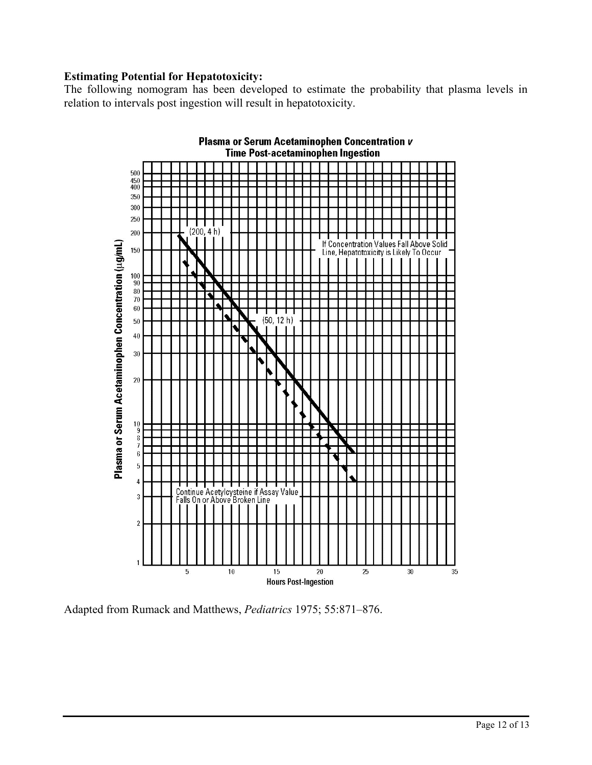**Estimating Potential for Hepatotoxicity:**

The following nomogram has been developed to estimate the probability that plasma levels in relation to intervals post ingestion will result in hepatotoxicity.

**Plasma or Serum Acetaminophen Concentration v Time Post-acetaminophen Ingestion**

Adapted from Rumack and Matthews, *Pediatrics* 1975; 55:871–876.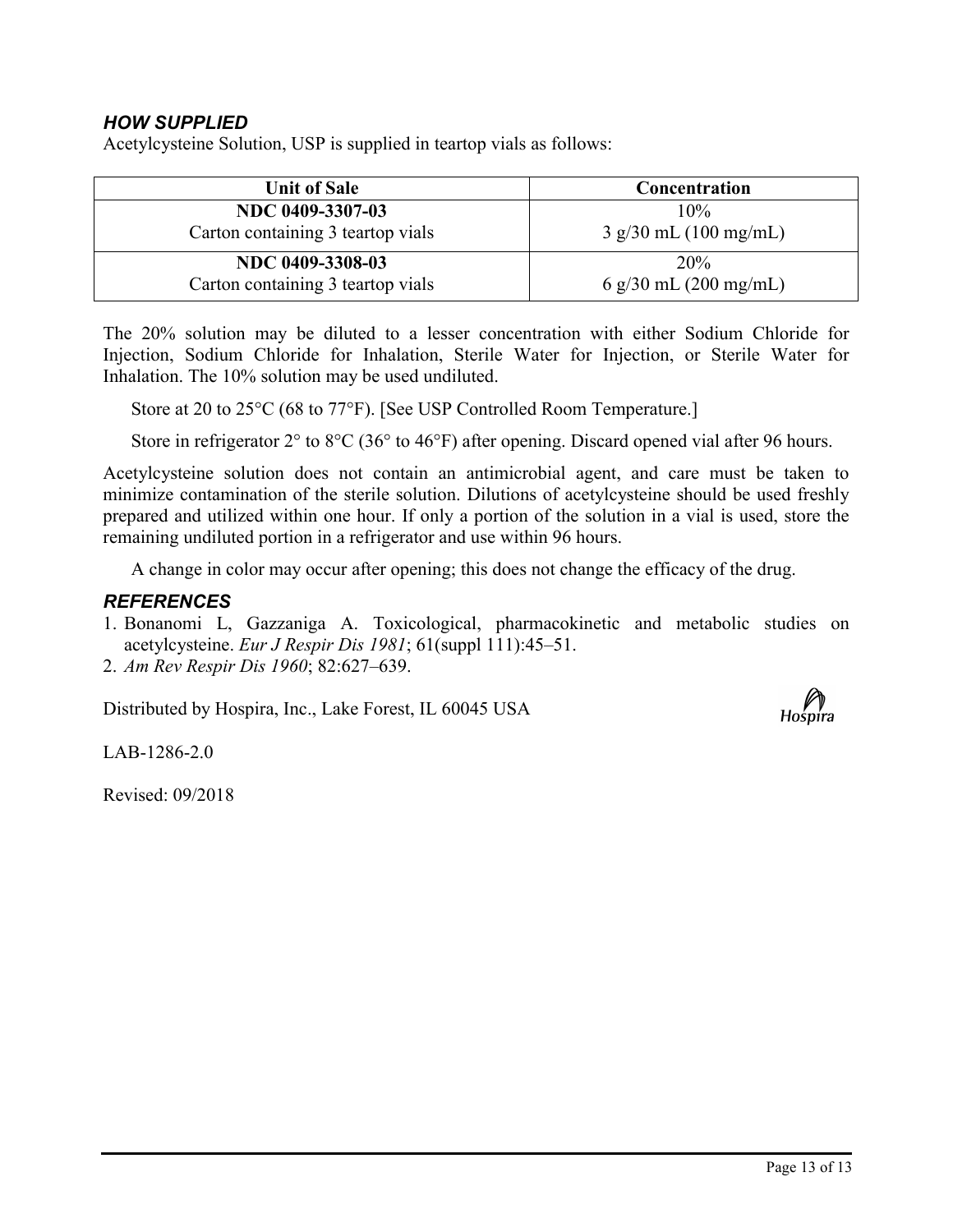### *HOW SUPPLIED*

Acetylcysteine Solution, USP is supplied in teartop vials as follows:

| Unit of Sale | Concentration |
|---|---|
| **NDC 0409-3307-03**<br>Carton containing 3 teartop vials | 10%<br>3 g/30 mL (100 mg/mL) |
| **NDC 0409-3308-03**<br>Carton containing 3 teartop vials | 20%<br>6 g/30 mL (200 mg/mL) |

The 20% solution may be diluted to a lesser concentration with either Sodium Chloride for Injection, Sodium Chloride for Inhalation, Sterile Water for Injection, or Sterile Water for Inhalation. The 10% solution may be used undiluted.

Store at 20 to 25°C (68 to 77°F). [See USP Controlled Room Temperature.]

Store in refrigerator 2° to 8°C (36° to 46°F) after opening. Discard opened vial after 96 hours.

Acetylcysteine solution does not contain an antimicrobial agent, and care must be taken to minimize contamination of the sterile solution. Dilutions of acetylcysteine should be used freshly prepared and utilized within one hour. If only a portion of the solution in a vial is used, store the remaining undiluted portion in a refrigerator and use within 96 hours.

A change in color may occur after opening; this does not change the efficacy of the drug.

### *REFERENCES*

1. Bonanomi L, Gazzaniga A. Toxicological, pharmacokinetic and metabolic studies on acetylcysteine. *Eur J Respir Dis 1981*; 61(suppl 111):45–51.
2. *Am Rev Respir Dis 1960*; 82:627–639.

Distributed by Hospira, Inc., Lake Forest, IL 60045 USA

Hospira

LAB-1286-2.0

Revised: 09/2018